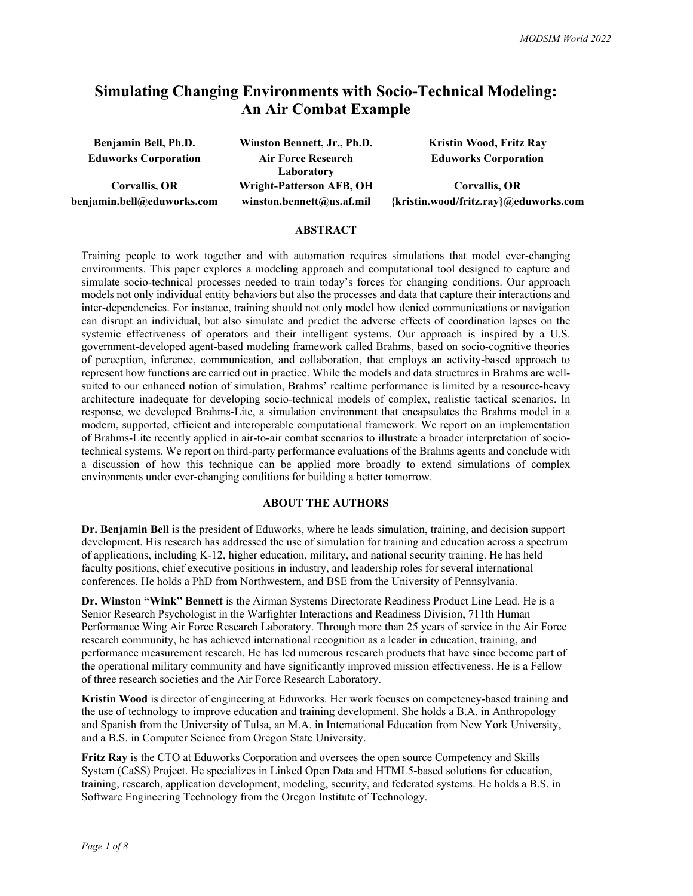# Simulating Changing Environments with Socio-Technical Modeling: An Air Combat Example

| Benjamin Bell, Ph.D. | Winston Bennett, Jr., Ph.D. | Kristin Wood, Fritz Ray |
|---|---|---|
| Eduworks Corporation | Air Force Research Laboratory | Eduworks Corporation |
| Corvallis, OR | Wright-Patterson AFB, OH | Corvallis, OR |
| benjamin.bell@eduworks.com | winston.bennett@us.af.mil | {kristin.wood/fritz.ray}@eduworks.com |

## ABSTRACT

Training people to work together and with automation requires simulations that model ever-changing environments. This paper explores a modeling approach and computational tool designed to capture and simulate socio-technical processes needed to train today's forces for changing conditions. Our approach models not only individual entity behaviors but also the processes and data that capture their interactions and inter-dependencies. For instance, training should not only model how denied communications or navigation can disrupt an individual, but also simulate and predict the adverse effects of coordination lapses on the systemic effectiveness of operators and their intelligent systems. Our approach is inspired by a U.S. government-developed agent-based modeling framework called Brahms, based on socio-cognitive theories of perception, inference, communication, and collaboration, that employs an activity-based approach to represent how functions are carried out in practice. While the models and data structures in Brahms are well-suited to our enhanced notion of simulation, Brahms' realtime performance is limited by a resource-heavy architecture inadequate for developing socio-technical models of complex, realistic tactical scenarios. In response, we developed Brahms-Lite, a simulation environment that encapsulates the Brahms model in a modern, supported, efficient and interoperable computational framework. We report on an implementation of Brahms-Lite recently applied in air-to-air combat scenarios to illustrate a broader interpretation of socio-technical systems. We report on third-party performance evaluations of the Brahms agents and conclude with a discussion of how this technique can be applied more broadly to extend simulations of complex environments under ever-changing conditions for building a better tomorrow.

## ABOUT THE AUTHORS

**Dr. Benjamin Bell** is the president of Eduworks, where he leads simulation, training, and decision support development. His research has addressed the use of simulation for training and education across a spectrum of applications, including K-12, higher education, military, and national security training. He has held faculty positions, chief executive positions in industry, and leadership roles for several international conferences. He holds a PhD from Northwestern, and BSE from the University of Pennsylvania.

**Dr. Winston "Wink" Bennett** is the Airman Systems Directorate Readiness Product Line Lead. He is a Senior Research Psychologist in the Warfighter Interactions and Readiness Division, 711th Human Performance Wing Air Force Research Laboratory. Through more than 25 years of service in the Air Force research community, he has achieved international recognition as a leader in education, training, and performance measurement research. He has led numerous research products that have since become part of the operational military community and have significantly improved mission effectiveness. He is a Fellow of three research societies and the Air Force Research Laboratory.

**Kristin Wood** is director of engineering at Eduworks. Her work focuses on competency-based training and the use of technology to improve education and training development. She holds a B.A. in Anthropology and Spanish from the University of Tulsa, an M.A. in International Education from New York University, and a B.S. in Computer Science from Oregon State University.

**Fritz Ray** is the CTO at Eduworks Corporation and oversees the open source Competency and Skills System (CaSS) Project. He specializes in Linked Open Data and HTML5-based solutions for education, training, research, application development, modeling, security, and federated systems. He holds a B.S. in Software Engineering Technology from the Oregon Institute of Technology.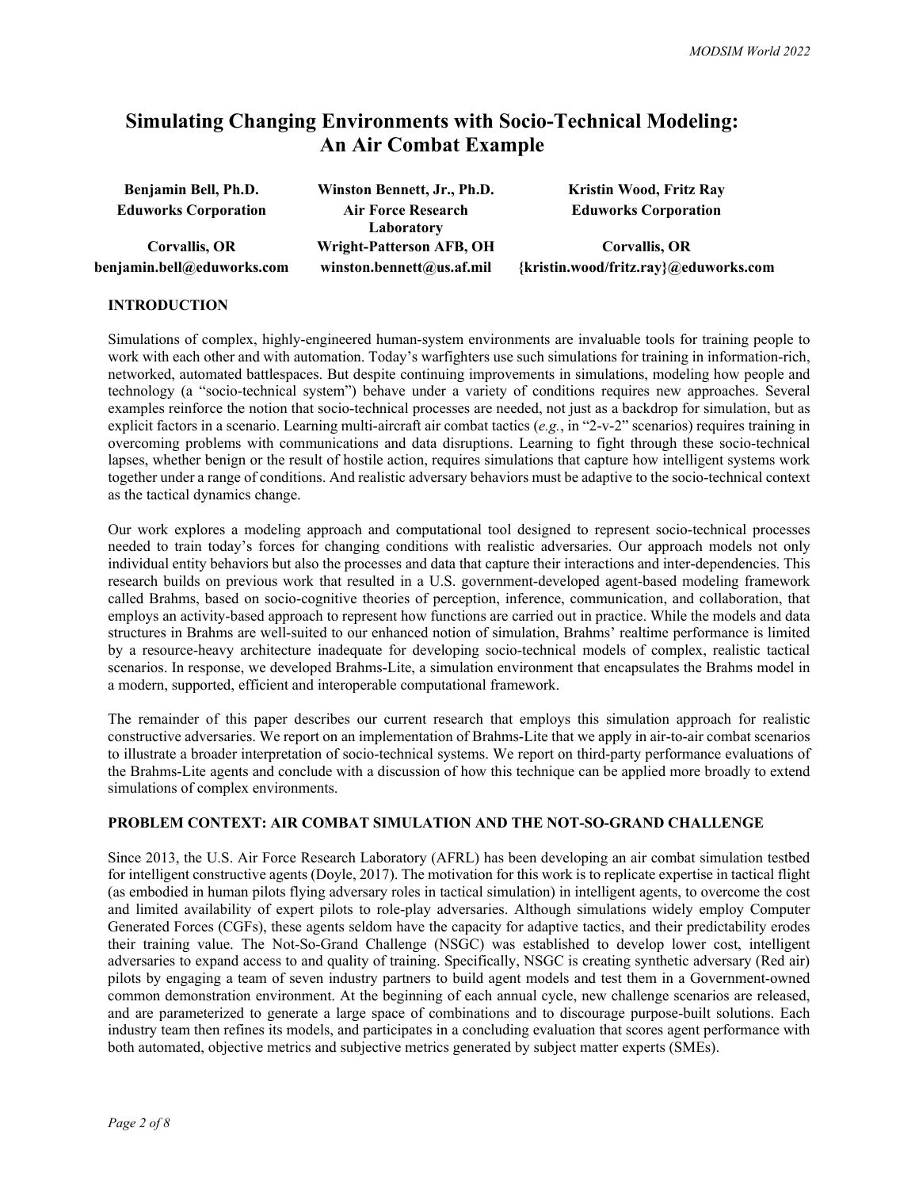# Simulating Changing Environments with Socio-Technical Modeling: An Air Combat Example

**Benjamin Bell, Ph.D.**
**Eduworks Corporation**
**Corvallis, OR**
**benjamin.bell@eduworks.com**

**Winston Bennett, Jr., Ph.D.**
**Air Force Research Laboratory**
**Wright-Patterson AFB, OH**
**winston.bennett@us.af.mil**

**Kristin Wood, Fritz Ray**
**Eduworks Corporation**
**Corvallis, OR**
**{kristin.wood/fritz.ray}@eduworks.com**

## INTRODUCTION

Simulations of complex, highly-engineered human-system environments are invaluable tools for training people to work with each other and with automation. Today's warfighters use such simulations for training in information-rich, networked, automated battlespaces. But despite continuing improvements in simulations, modeling how people and technology (a "socio-technical system") behave under a variety of conditions requires new approaches. Several examples reinforce the notion that socio-technical processes are needed, not just as a backdrop for simulation, but as explicit factors in a scenario. Learning multi-aircraft air combat tactics (*e.g.*, in "2-v-2" scenarios) requires training in overcoming problems with communications and data disruptions. Learning to fight through these socio-technical lapses, whether benign or the result of hostile action, requires simulations that capture how intelligent systems work together under a range of conditions. And realistic adversary behaviors must be adaptive to the socio-technical context as the tactical dynamics change.

Our work explores a modeling approach and computational tool designed to represent socio-technical processes needed to train today's forces for changing conditions with realistic adversaries. Our approach models not only individual entity behaviors but also the processes and data that capture their interactions and inter-dependencies. This research builds on previous work that resulted in a U.S. government-developed agent-based modeling framework called Brahms, based on socio-cognitive theories of perception, inference, communication, and collaboration, that employs an activity-based approach to represent how functions are carried out in practice. While the models and data structures in Brahms are well-suited to our enhanced notion of simulation, Brahms' realtime performance is limited by a resource-heavy architecture inadequate for developing socio-technical models of complex, realistic tactical scenarios. In response, we developed Brahms-Lite, a simulation environment that encapsulates the Brahms model in a modern, supported, efficient and interoperable computational framework.

The remainder of this paper describes our current research that employs this simulation approach for realistic constructive adversaries. We report on an implementation of Brahms-Lite that we apply in air-to-air combat scenarios to illustrate a broader interpretation of socio-technical systems. We report on third-party performance evaluations of the Brahms-Lite agents and conclude with a discussion of how this technique can be applied more broadly to extend simulations of complex environments.

## PROBLEM CONTEXT: AIR COMBAT SIMULATION AND THE NOT-SO-GRAND CHALLENGE

Since 2013, the U.S. Air Force Research Laboratory (AFRL) has been developing an air combat simulation testbed for intelligent constructive agents (Doyle, 2017). The motivation for this work is to replicate expertise in tactical flight (as embodied in human pilots flying adversary roles in tactical simulation) in intelligent agents, to overcome the cost and limited availability of expert pilots to role-play adversaries. Although simulations widely employ Computer Generated Forces (CGFs), these agents seldom have the capacity for adaptive tactics, and their predictability erodes their training value. The Not-So-Grand Challenge (NSGC) was established to develop lower cost, intelligent adversaries to expand access to and quality of training. Specifically, NSGC is creating synthetic adversary (Red air) pilots by engaging a team of seven industry partners to build agent models and test them in a Government-owned common demonstration environment. At the beginning of each annual cycle, new challenge scenarios are released, and are parameterized to generate a large space of combinations and to discourage purpose-built solutions. Each industry team then refines its models, and participates in a concluding evaluation that scores agent performance with both automated, objective metrics and subjective metrics generated by subject matter experts (SMEs).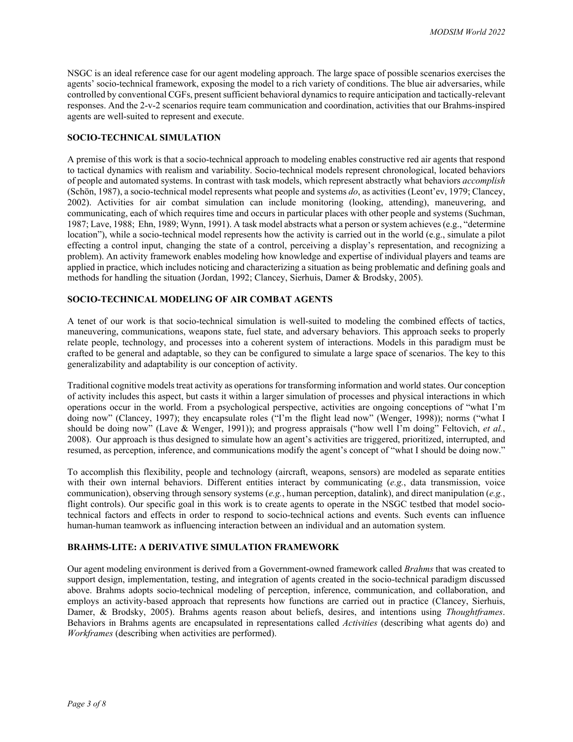NSGC is an ideal reference case for our agent modeling approach. The large space of possible scenarios exercises the agents' socio-technical framework, exposing the model to a rich variety of conditions. The blue air adversaries, while controlled by conventional CGFs, present sufficient behavioral dynamics to require anticipation and tactically-relevant responses. And the 2-v-2 scenarios require team communication and coordination, activities that our Brahms-inspired agents are well-suited to represent and execute.

## SOCIO-TECHNICAL SIMULATION

A premise of this work is that a socio-technical approach to modeling enables constructive red air agents that respond to tactical dynamics with realism and variability. Socio-technical models represent chronological, located behaviors of people and automated systems. In contrast with task models, which represent abstractly what behaviors *accomplish* (Schön, 1987), a socio-technical model represents what people and systems *do*, as activities (Leont'ev, 1979; Clancey, 2002). Activities for air combat simulation can include monitoring (looking, attending), maneuvering, and communicating, each of which requires time and occurs in particular places with other people and systems (Suchman, 1987; Lave, 1988; Ehn, 1989; Wynn, 1991). A task model abstracts what a person or system achieves (e.g., "determine location"), while a socio-technical model represents how the activity is carried out in the world (e.g., simulate a pilot effecting a control input, changing the state of a control, perceiving a display's representation, and recognizing a problem). An activity framework enables modeling how knowledge and expertise of individual players and teams are applied in practice, which includes noticing and characterizing a situation as being problematic and defining goals and methods for handling the situation (Jordan, 1992; Clancey, Sierhuis, Damer & Brodsky, 2005).

## SOCIO-TECHNICAL MODELING OF AIR COMBAT AGENTS

A tenet of our work is that socio-technical simulation is well-suited to modeling the combined effects of tactics, maneuvering, communications, weapons state, fuel state, and adversary behaviors. This approach seeks to properly relate people, technology, and processes into a coherent system of interactions. Models in this paradigm must be crafted to be general and adaptable, so they can be configured to simulate a large space of scenarios. The key to this generalizability and adaptability is our conception of activity.

Traditional cognitive models treat activity as operations for transforming information and world states. Our conception of activity includes this aspect, but casts it within a larger simulation of processes and physical interactions in which operations occur in the world. From a psychological perspective, activities are ongoing conceptions of "what I'm doing now" (Clancey, 1997); they encapsulate roles ("I'm the flight lead now" (Wenger, 1998)); norms ("what I should be doing now" (Lave & Wenger, 1991)); and progress appraisals ("how well I'm doing" Feltovich, *et al.*, 2008). Our approach is thus designed to simulate how an agent's activities are triggered, prioritized, interrupted, and resumed, as perception, inference, and communications modify the agent's concept of "what I should be doing now."

To accomplish this flexibility, people and technology (aircraft, weapons, sensors) are modeled as separate entities with their own internal behaviors. Different entities interact by communicating (*e.g.*, data transmission, voice communication), observing through sensory systems (*e.g.*, human perception, datalink), and direct manipulation (*e.g.*, flight controls). Our specific goal in this work is to create agents to operate in the NSGC testbed that model socio-technical factors and effects in order to respond to socio-technical actions and events. Such events can influence human-human teamwork as influencing interaction between an individual and an automation system.

## BRAHMS-LITE: A DERIVATIVE SIMULATION FRAMEWORK

Our agent modeling environment is derived from a Government-owned framework called *Brahms* that was created to support design, implementation, testing, and integration of agents created in the socio-technical paradigm discussed above. Brahms adopts socio-technical modeling of perception, inference, communication, and collaboration, and employs an activity-based approach that represents how functions are carried out in practice (Clancey, Sierhuis, Damer, & Brodsky, 2005). Brahms agents reason about beliefs, desires, and intentions using *Thoughtframes*. Behaviors in Brahms agents are encapsulated in representations called *Activities* (describing what agents do) and *Workframes* (describing when activities are performed).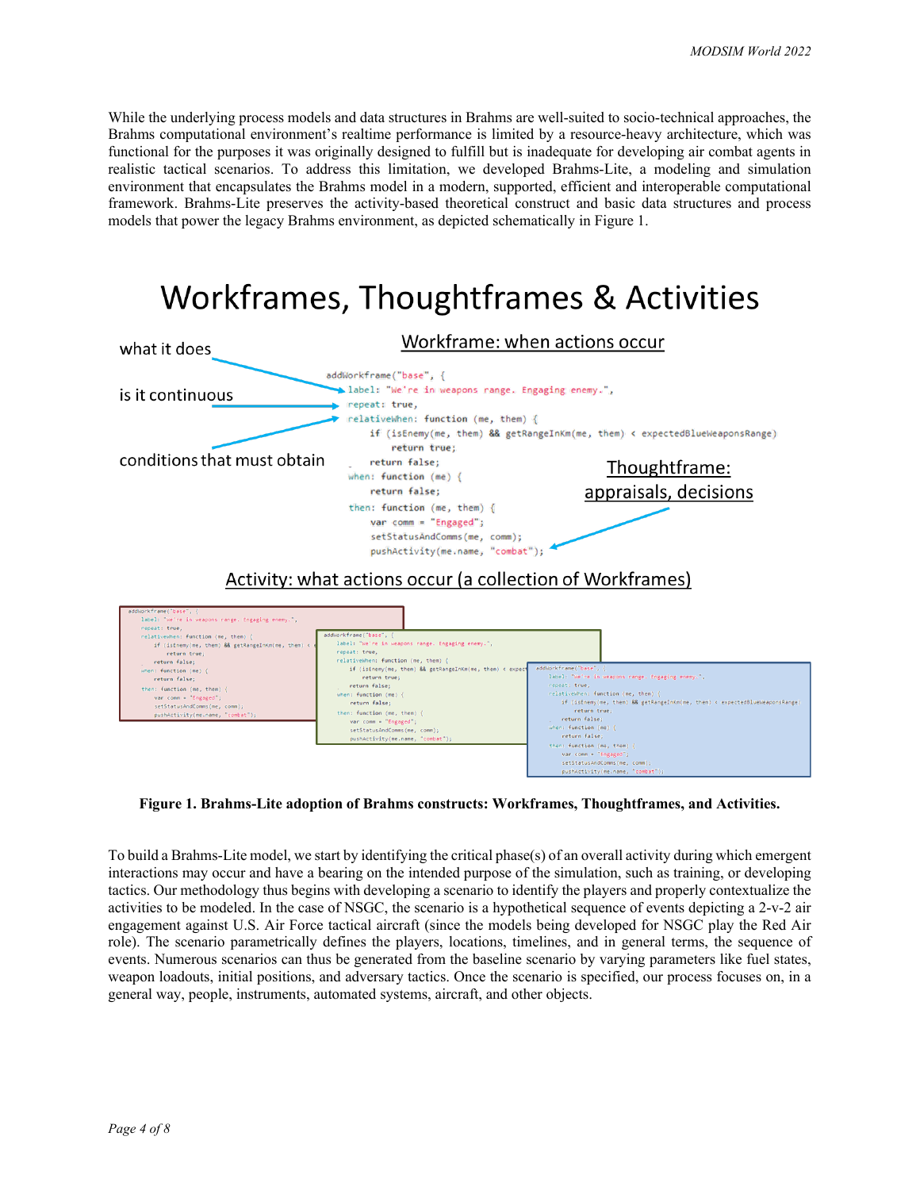While the underlying process models and data structures in Brahms are well-suited to socio-technical approaches, the Brahms computational environment's realtime performance is limited by a resource-heavy architecture, which was functional for the purposes it was originally designed to fulfill but is inadequate for developing air combat agents in realistic tactical scenarios. To address this limitation, we developed Brahms-Lite, a modeling and simulation environment that encapsulates the Brahms model in a modern, supported, efficient and interoperable computational framework. Brahms-Lite preserves the activity-based theoretical construct and basic data structures and process models that power the legacy Brahms environment, as depicted schematically in Figure 1.

## Workframes, Thoughtframes & Activities

Workframe: when actions occur

- what it does
- is it continuous
- conditions that must obtain

```
addWorkframe("base", {
    label: "We're in weapons range. Engaging enemy.",
    repeat: true,
    relativeWhen: function (me, them) {
        if (isEnemy(me, them) && getRangeInKm(me, them) < expectedBlueWeaponsRange)
            return true;
        return false;
    when: function (me) {
        return false;
    then: function (me, them) {
        var comm = "Engaged";
        setStatusAndComms(me, comm);
        pushActivity(me.name, "combat");
```

Thoughtframe: appraisals, decisions

Activity: what actions occur (a collection of Workframes)

**Figure 1. Brahms-Lite adoption of Brahms constructs: Workframes, Thoughtframes, and Activities.**

To build a Brahms-Lite model, we start by identifying the critical phase(s) of an overall activity during which emergent interactions may occur and have a bearing on the intended purpose of the simulation, such as training, or developing tactics. Our methodology thus begins with developing a scenario to identify the players and properly contextualize the activities to be modeled. In the case of NSGC, the scenario is a hypothetical sequence of events depicting a 2-v-2 air engagement against U.S. Air Force tactical aircraft (since the models being developed for NSGC play the Red Air role). The scenario parametrically defines the players, locations, timelines, and in general terms, the sequence of events. Numerous scenarios can thus be generated from the baseline scenario by varying parameters like fuel states, weapon loadouts, initial positions, and adversary tactics. Once the scenario is specified, our process focuses on, in a general way, people, instruments, automated systems, aircraft, and other objects.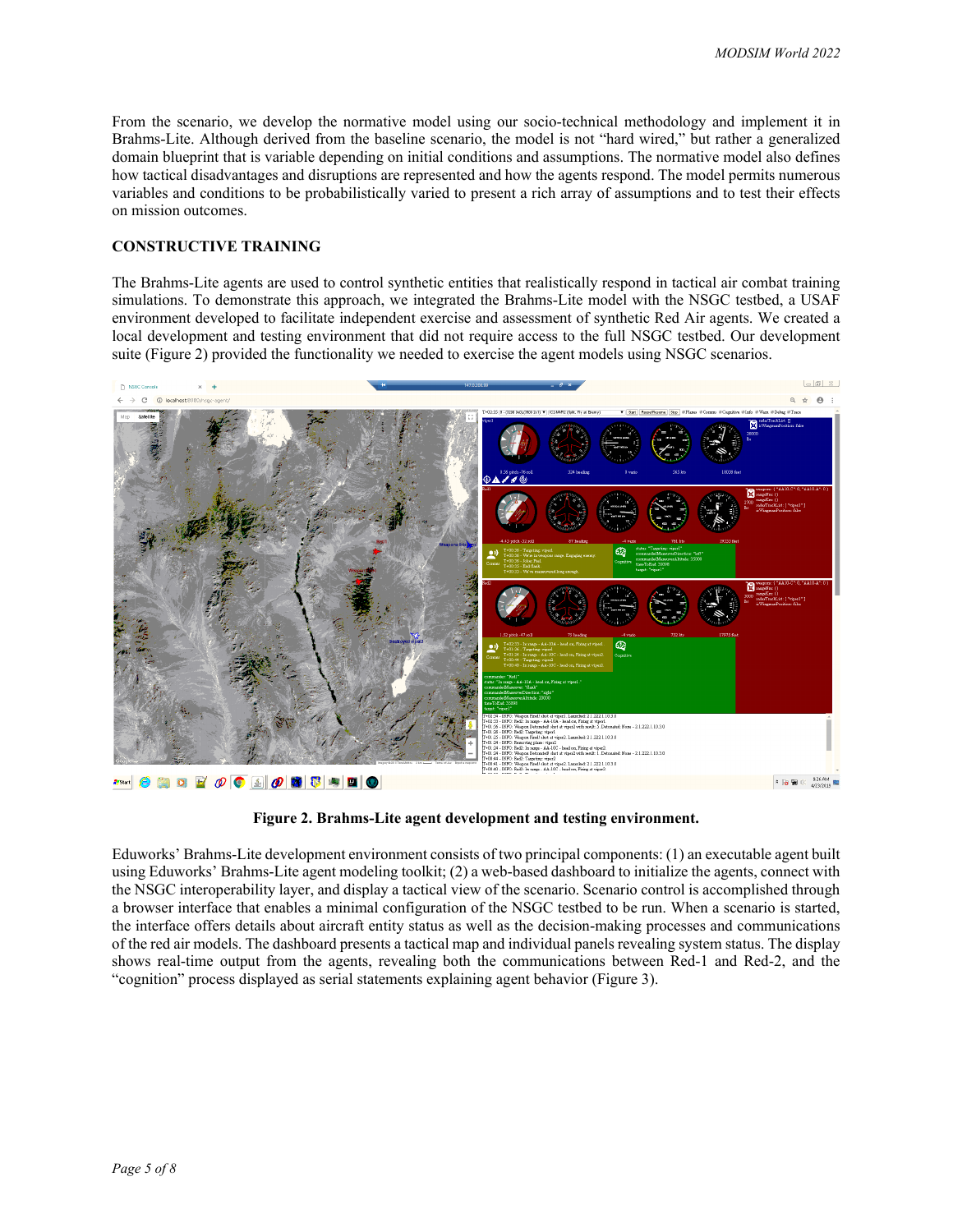From the scenario, we develop the normative model using our socio-technical methodology and implement it in Brahms-Lite. Although derived from the baseline scenario, the model is not "hard wired," but rather a generalized domain blueprint that is variable depending on initial conditions and assumptions. The normative model also defines how tactical disadvantages and disruptions are represented and how the agents respond. The model permits numerous variables and conditions to be probabilistically varied to present a rich array of assumptions and to test their effects on mission outcomes.

## CONSTRUCTIVE TRAINING

The Brahms-Lite agents are used to control synthetic entities that realistically respond in tactical air combat training simulations. To demonstrate this approach, we integrated the Brahms-Lite model with the NSGC testbed, a USAF environment developed to facilitate independent exercise and assessment of synthetic Red Air agents. We created a local development and testing environment that did not require access to the full NSGC testbed. Our development suite (Figure 2) provided the functionality we needed to exercise the agent models using NSGC scenarios.

**Figure 2. Brahms-Lite agent development and testing environment.**

Eduworks' Brahms-Lite development environment consists of two principal components: (1) an executable agent built using Eduworks' Brahms-Lite agent modeling toolkit; (2) a web-based dashboard to initialize the agents, connect with the NSGC interoperability layer, and display a tactical view of the scenario. Scenario control is accomplished through a browser interface that enables a minimal configuration of the NSGC testbed to be run. When a scenario is started, the interface offers details about aircraft entity status as well as the decision-making processes and communications of the red air models. The dashboard presents a tactical map and individual panels revealing system status. The display shows real-time output from the agents, revealing both the communications between Red-1 and Red-2, and the "cognition" process displayed as serial statements explaining agent behavior (Figure 3).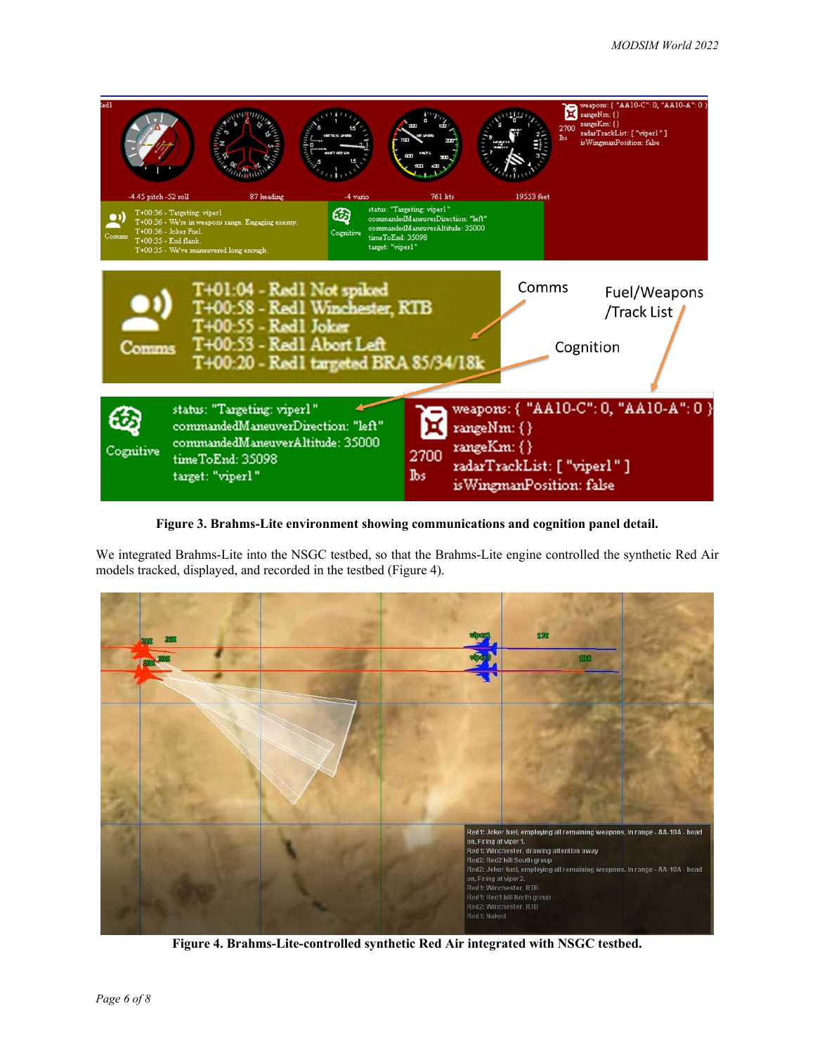**Figure 3. Brahms-Lite environment showing communications and cognition panel detail.**

We integrated Brahms-Lite into the NSGC testbed, so that the Brahms-Lite engine controlled the synthetic Red Air models tracked, displayed, and recorded in the testbed (Figure 4).

**Figure 4. Brahms-Lite-controlled synthetic Red Air integrated with NSGC testbed.**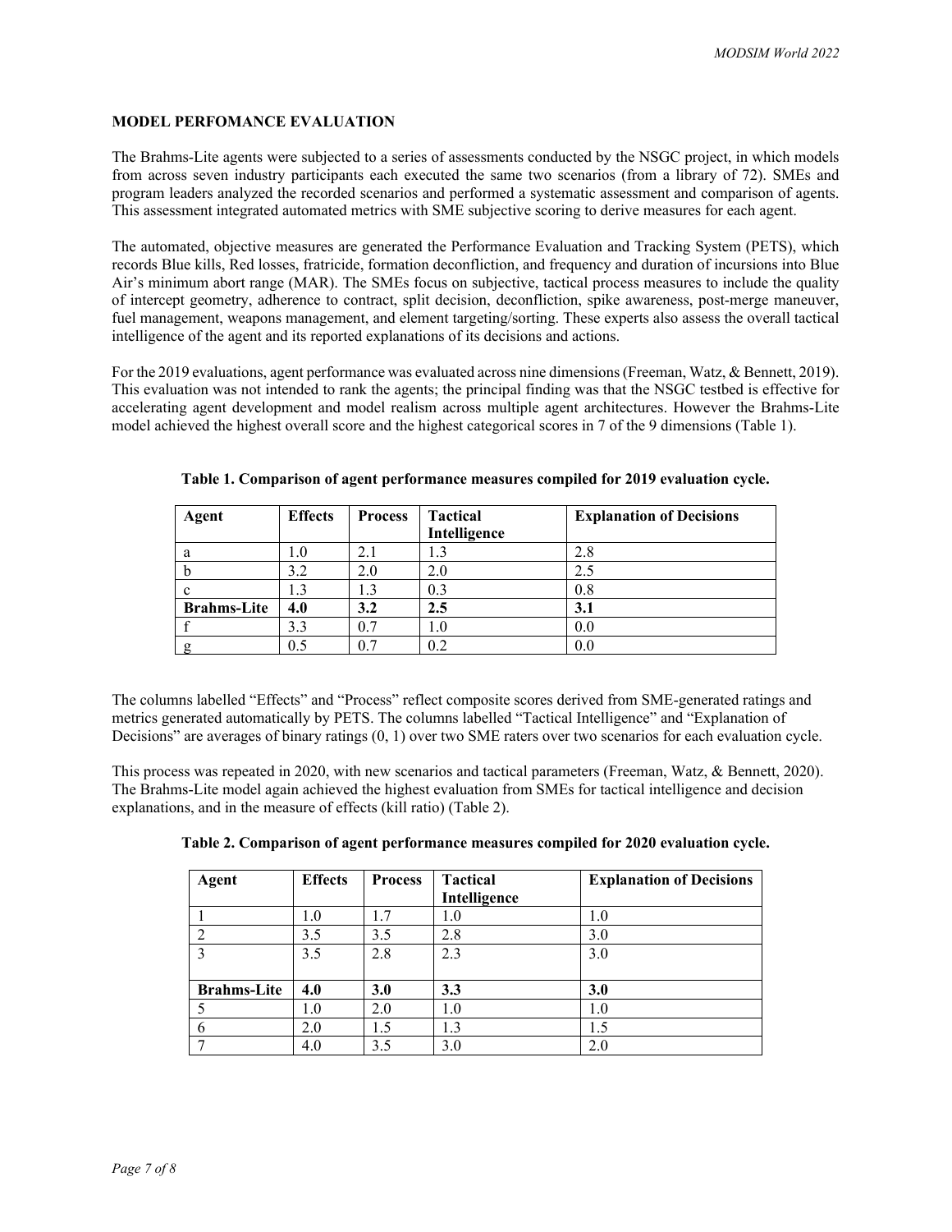## MODEL PERFOMANCE EVALUATION

The Brahms-Lite agents were subjected to a series of assessments conducted by the NSGC project, in which models from across seven industry participants each executed the same two scenarios (from a library of 72). SMEs and program leaders analyzed the recorded scenarios and performed a systematic assessment and comparison of agents. This assessment integrated automated metrics with SME subjective scoring to derive measures for each agent.

The automated, objective measures are generated the Performance Evaluation and Tracking System (PETS), which records Blue kills, Red losses, fratricide, formation deconfliction, and frequency and duration of incursions into Blue Air's minimum abort range (MAR). The SMEs focus on subjective, tactical process measures to include the quality of intercept geometry, adherence to contract, split decision, deconfliction, spike awareness, post-merge maneuver, fuel management, weapons management, and element targeting/sorting. These experts also assess the overall tactical intelligence of the agent and its reported explanations of its decisions and actions.

For the 2019 evaluations, agent performance was evaluated across nine dimensions (Freeman, Watz, & Bennett, 2019). This evaluation was not intended to rank the agents; the principal finding was that the NSGC testbed is effective for accelerating agent development and model realism across multiple agent architectures. However the Brahms-Lite model achieved the highest overall score and the highest categorical scores in 7 of the 9 dimensions (Table 1).

**Table 1. Comparison of agent performance measures compiled for 2019 evaluation cycle.**

| Agent | Effects | Process | Tactical Intelligence | Explanation of Decisions |
|---|---|---|---|---|
| a | 1.0 | 2.1 | 1.3 | 2.8 |
| b | 3.2 | 2.0 | 2.0 | 2.5 |
| c | 1.3 | 1.3 | 0.3 | 0.8 |
| **Brahms-Lite** | **4.0** | **3.2** | **2.5** | **3.1** |
| f | 3.3 | 0.7 | 1.0 | 0.0 |
| g | 0.5 | 0.7 | 0.2 | 0.0 |

The columns labelled "Effects" and "Process" reflect composite scores derived from SME-generated ratings and metrics generated automatically by PETS. The columns labelled "Tactical Intelligence" and "Explanation of Decisions" are averages of binary ratings (0, 1) over two SME raters over two scenarios for each evaluation cycle.

This process was repeated in 2020, with new scenarios and tactical parameters (Freeman, Watz, & Bennett, 2020). The Brahms-Lite model again achieved the highest evaluation from SMEs for tactical intelligence and decision explanations, and in the measure of effects (kill ratio) (Table 2).

**Table 2. Comparison of agent performance measures compiled for 2020 evaluation cycle.**

| Agent | Effects | Process | Tactical Intelligence | Explanation of Decisions |
|---|---|---|---|---|
| 1 | 1.0 | 1.7 | 1.0 | 1.0 |
| 2 | 3.5 | 3.5 | 2.8 | 3.0 |
| 3 | 3.5 | 2.8 | 2.3 | 3.0 |
| **Brahms-Lite** | **4.0** | **3.0** | **3.3** | **3.0** |
| 5 | 1.0 | 2.0 | 1.0 | 1.0 |
| 6 | 2.0 | 1.5 | 1.3 | 1.5 |
| 7 | 4.0 | 3.5 | 3.0 | 2.0 |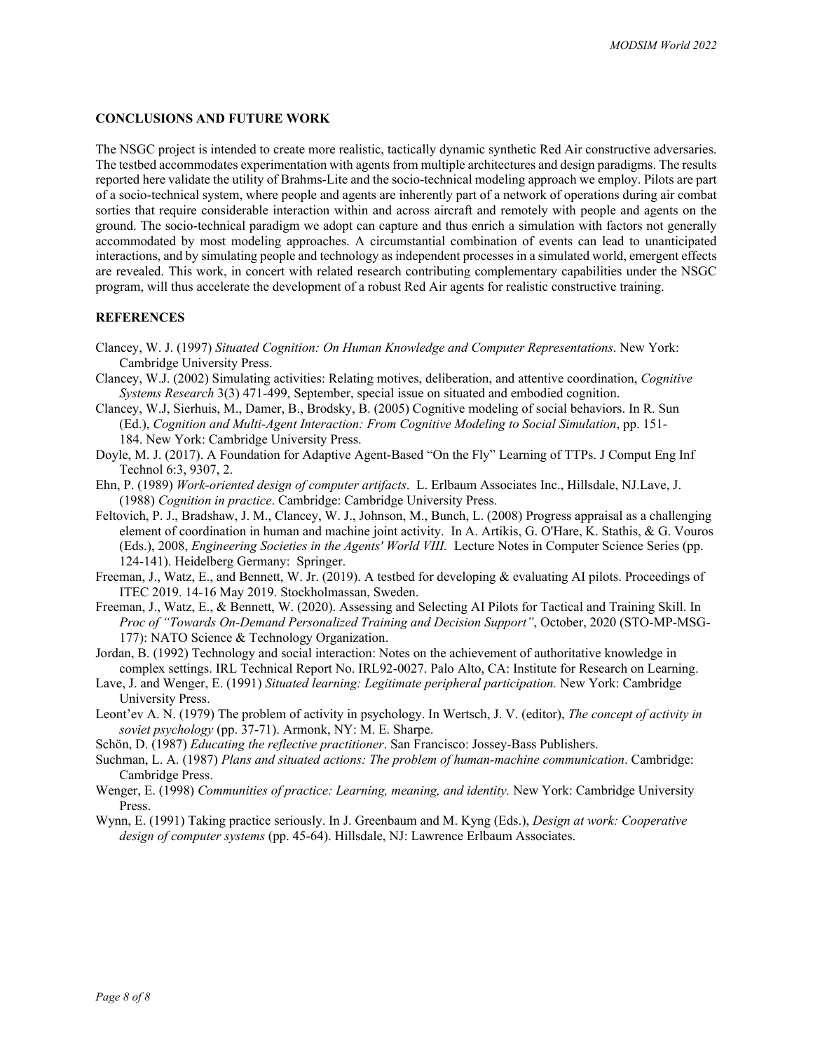## CONCLUSIONS AND FUTURE WORK

The NSGC project is intended to create more realistic, tactically dynamic synthetic Red Air constructive adversaries. The testbed accommodates experimentation with agents from multiple architectures and design paradigms. The results reported here validate the utility of Brahms-Lite and the socio-technical modeling approach we employ. Pilots are part of a socio-technical system, where people and agents are inherently part of a network of operations during air combat sorties that require considerable interaction within and across aircraft and remotely with people and agents on the ground. The socio-technical paradigm we adopt can capture and thus enrich a simulation with factors not generally accommodated by most modeling approaches. A circumstantial combination of events can lead to unanticipated interactions, and by simulating people and technology as independent processes in a simulated world, emergent effects are revealed. This work, in concert with related research contributing complementary capabilities under the NSGC program, will thus accelerate the development of a robust Red Air agents for realistic constructive training.

## REFERENCES

Clancey, W. J. (1997) *Situated Cognition: On Human Knowledge and Computer Representations*. New York: Cambridge University Press.

Clancey, W.J. (2002) Simulating activities: Relating motives, deliberation, and attentive coordination, *Cognitive Systems Research* 3(3) 471-499, September, special issue on situated and embodied cognition.

Clancey, W.J, Sierhuis, M., Damer, B., Brodsky, B. (2005) Cognitive modeling of social behaviors. In R. Sun (Ed.), *Cognition and Multi-Agent Interaction: From Cognitive Modeling to Social Simulation*, pp. 151-184. New York: Cambridge University Press.

Doyle, M. J. (2017). A Foundation for Adaptive Agent-Based "On the Fly" Learning of TTPs. J Comput Eng Inf Technol 6:3, 9307, 2.

Ehn, P. (1989) *Work-oriented design of computer artifacts*. L. Erlbaum Associates Inc., Hillsdale, NJ.Lave, J. (1988) *Cognition in practice*. Cambridge: Cambridge University Press.

Feltovich, P. J., Bradshaw, J. M., Clancey, W. J., Johnson, M., Bunch, L. (2008) Progress appraisal as a challenging element of coordination in human and machine joint activity. In A. Artikis, G. O'Hare, K. Stathis, & G. Vouros (Eds.), 2008, *Engineering Societies in the Agents' World VIII.* Lecture Notes in Computer Science Series (pp. 124-141). Heidelberg Germany: Springer.

Freeman, J., Watz, E., and Bennett, W. Jr. (2019). A testbed for developing & evaluating AI pilots. Proceedings of ITEC 2019. 14-16 May 2019. Stockholmassan, Sweden.

Freeman, J., Watz, E., & Bennett, W. (2020). Assessing and Selecting AI Pilots for Tactical and Training Skill. In *Proc of "Towards On-Demand Personalized Training and Decision Support"*, October, 2020 (STO-MP-MSG-177): NATO Science & Technology Organization.

Jordan, B. (1992) Technology and social interaction: Notes on the achievement of authoritative knowledge in complex settings. IRL Technical Report No. IRL92-0027. Palo Alto, CA: Institute for Research on Learning.

Lave, J. and Wenger, E. (1991) *Situated learning: Legitimate peripheral participation.* New York: Cambridge University Press.

Leont'ev A. N. (1979) The problem of activity in psychology. In Wertsch, J. V. (editor), *The concept of activity in soviet psychology* (pp. 37-71). Armonk, NY: M. E. Sharpe.

Schön, D. (1987) *Educating the reflective practitioner*. San Francisco: Jossey-Bass Publishers.

Suchman, L. A. (1987) *Plans and situated actions: The problem of human-machine communication*. Cambridge: Cambridge Press.

Wenger, E. (1998) *Communities of practice: Learning, meaning, and identity.* New York: Cambridge University Press.

Wynn, E. (1991) Taking practice seriously. In J. Greenbaum and M. Kyng (Eds.), *Design at work: Cooperative design of computer systems* (pp. 45-64). Hillsdale, NJ: Lawrence Erlbaum Associates.